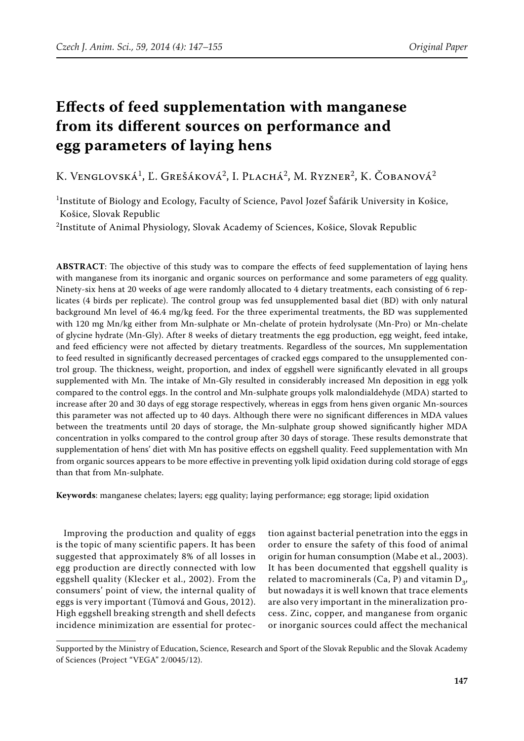# Effects of feed supplementation with manganese from its different sources on performance and egg parameters of laying hens

K. Venglovská[1], Ľ. Grešáková[2], I. Plachá[2], M. Ryzner[2], K. Čobanová[2]

[1]Institute of Biology and Ecology, Faculty of Science, Pavol Jozef Šafárik University in Košice, Košice, Slovak Republic

[2]Institute of Animal Physiology, Slovak Academy of Sciences, Košice, Slovak Republic

**ABSTRACT**: The objective of this study was to compare the effects of feed supplementation of laying hens with manganese from its inorganic and organic sources on performance and some parameters of egg quality. Ninety-six hens at 20 weeks of age were randomly allocated to 4 dietary treatments, each consisting of 6 replicates (4 birds per replicate). The control group was fed unsupplemented basal diet (BD) with only natural background Mn level of 46.4 mg/kg feed. For the three experimental treatments, the BD was supplemented with 120 mg Mn/kg either from Mn-sulphate or Mn-chelate of protein hydrolysate (Mn-Pro) or Mn-chelate of glycine hydrate (Mn-Gly). After 8 weeks of dietary treatments the egg production, egg weight, feed intake, and feed efficiency were not affected by dietary treatments. Regardless of the sources, Mn supplementation to feed resulted in significantly decreased percentages of cracked eggs compared to the unsupplemented control group. The thickness, weight, proportion, and index of eggshell were significantly elevated in all groups supplemented with Mn. The intake of Mn-Gly resulted in considerably increased Mn deposition in egg yolk compared to the control eggs. In the control and Mn-sulphate groups yolk malondialdehyde (MDA) started to increase after 20 and 30 days of egg storage respectively, whereas in eggs from hens given organic Mn-sources this parameter was not affected up to 40 days. Although there were no significant differences in MDA values between the treatments until 20 days of storage, the Mn-sulphate group showed significantly higher MDA concentration in yolks compared to the control group after 30 days of storage. These results demonstrate that supplementation of hens' diet with Mn has positive effects on eggshell quality. Feed supplementation with Mn from organic sources appears to be more effective in preventing yolk lipid oxidation during cold storage of eggs than that from Mn-sulphate.

**Keywords**: manganese chelates; layers; egg quality; laying performance; egg storage; lipid oxidation

Improving the production and quality of eggs is the topic of many scientific papers. It has been suggested that approximately 8% of all losses in egg production are directly connected with low eggshell quality (Klecker et al., 2002). From the consumers' point of view, the internal quality of eggs is very important (Tůmová and Gous, 2012). High eggshell breaking strength and shell defects incidence minimization are essential for protection against bacterial penetration into the eggs in order to ensure the safety of this food of animal origin for human consumption (Mabe et al., 2003). It has been documented that eggshell quality is related to macrominerals (Ca, P) and vitamin $D_3$, but nowadays it is well known that trace elements are also very important in the mineralization process. Zinc, copper, and manganese from organic or inorganic sources could affect the mechanical

Supported by the Ministry of Education, Science, Research and Sport of the Slovak Republic and the Slovak Academy of Sciences (Project "VEGA" 2/0045/12).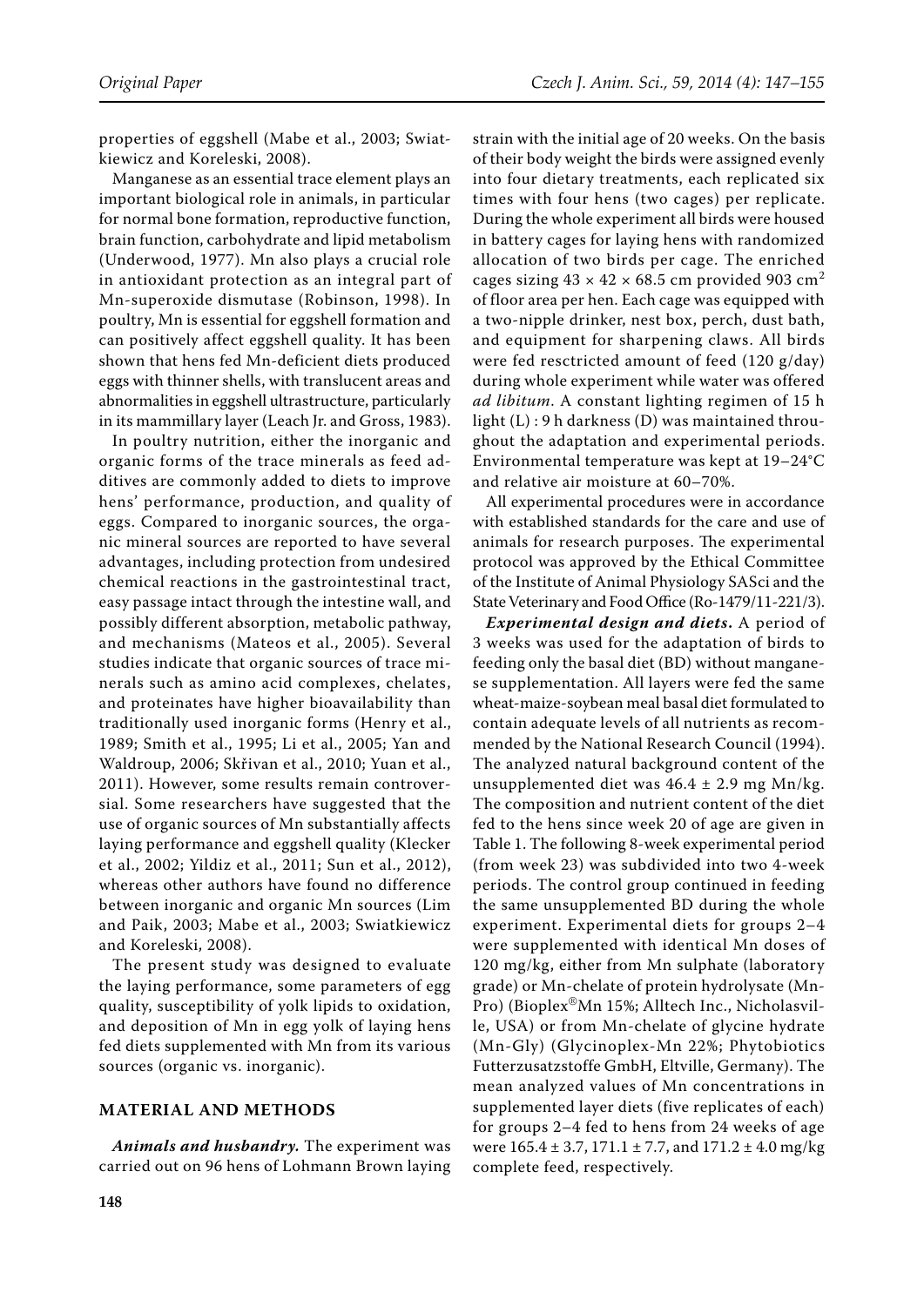properties of eggshell (Mabe et al., 2003; Swiatkiewicz and Koreleski, 2008).

Manganese as an essential trace element plays an important biological role in animals, in particular for normal bone formation, reproductive function, brain function, carbohydrate and lipid metabolism (Underwood, 1977). Mn also plays a crucial role in antioxidant protection as an integral part of Mn-superoxide dismutase (Robinson, 1998). In poultry, Mn is essential for eggshell formation and can positively affect eggshell quality. It has been shown that hens fed Mn-deficient diets produced eggs with thinner shells, with translucent areas and abnormalities in eggshell ultrastructure, particularly in its mammillary layer (Leach Jr. and Gross, 1983).

In poultry nutrition, either the inorganic and organic forms of the trace minerals as feed additives are commonly added to diets to improve hens' performance, production, and quality of eggs. Compared to inorganic sources, the organic mineral sources are reported to have several advantages, including protection from undesired chemical reactions in the gastrointestinal tract, easy passage intact through the intestine wall, and possibly different absorption, metabolic pathway, and mechanisms (Mateos et al., 2005). Several studies indicate that organic sources of trace minerals such as amino acid complexes, chelates, and proteinates have higher bioavailability than traditionally used inorganic forms (Henry et al., 1989; Smith et al., 1995; Li et al., 2005; Yan and Waldroup, 2006; Skřivan et al., 2010; Yuan et al., 2011). However, some results remain controversial. Some researchers have suggested that the use of organic sources of Mn substantially affects laying performance and eggshell quality (Klecker et al., 2002; Yildiz et al., 2011; Sun et al., 2012), whereas other authors have found no difference between inorganic and organic Mn sources (Lim and Paik, 2003; Mabe et al., 2003; Swiatkiewicz and Koreleski, 2008).

The present study was designed to evaluate the laying performance, some parameters of egg quality, susceptibility of yolk lipids to oxidation, and deposition of Mn in egg yolk of laying hens fed diets supplemented with Mn from its various sources (organic vs. inorganic).

## MATERIAL AND METHODS

***Animals and husbandry.*** The experiment was carried out on 96 hens of Lohmann Brown laying strain with the initial age of 20 weeks. On the basis of their body weight the birds were assigned evenly into four dietary treatments, each replicated six times with four hens (two cages) per replicate. During the whole experiment all birds were housed in battery cages for laying hens with randomized allocation of two birds per cage. The enriched cages sizing 43 × 42 × 68.5 cm provided 903 $cm^2$ of floor area per hen. Each cage was equipped with a two-nipple drinker, nest box, perch, dust bath, and equipment for sharpening claws. All birds were fed resctricted amount of feed (120 g/day) during whole experiment while water was offered *ad libitum*. A constant lighting regimen of 15 h light (L) : 9 h darkness (D) was maintained throughout the adaptation and experimental periods. Environmental temperature was kept at 19–24°C and relative air moisture at 60–70%.

All experimental procedures were in accordance with established standards for the care and use of animals for research purposes. The experimental protocol was approved by the Ethical Committee of the Institute of Animal Physiology SASci and the State Veterinary and Food Office (Ro-1479/11-221/3).

***Experimental design and diets.*** A period of 3 weeks was used for the adaptation of birds to feeding only the basal diet (BD) without manganese supplementation. All layers were fed the same wheat-maize-soybean meal basal diet formulated to contain adequate levels of all nutrients as recommended by the National Research Council (1994). The analyzed natural background content of the unsupplemented diet was 46.4 ± 2.9 mg Mn/kg. The composition and nutrient content of the diet fed to the hens since week 20 of age are given in Table 1. The following 8-week experimental period (from week 23) was subdivided into two 4-week periods. The control group continued in feeding the same unsupplemented BD during the whole experiment. Experimental diets for groups 2–4 were supplemented with identical Mn doses of 120 mg/kg, either from Mn sulphate (laboratory grade) or Mn-chelate of protein hydrolysate (Mn-Pro) (Bioplex®Mn 15%; Alltech Inc., Nicholasville, USA) or from Mn-chelate of glycine hydrate (Mn-Gly) (Glycinoplex-Mn 22%; Phytobiotics Futterzusatzstoffe GmbH, Eltville, Germany). The mean analyzed values of Mn concentrations in supplemented layer diets (five replicates of each) for groups 2–4 fed to hens from 24 weeks of age were 165.4 ± 3.7, 171.1 ± 7.7, and 171.2 ± 4.0 mg/kg complete feed, respectively.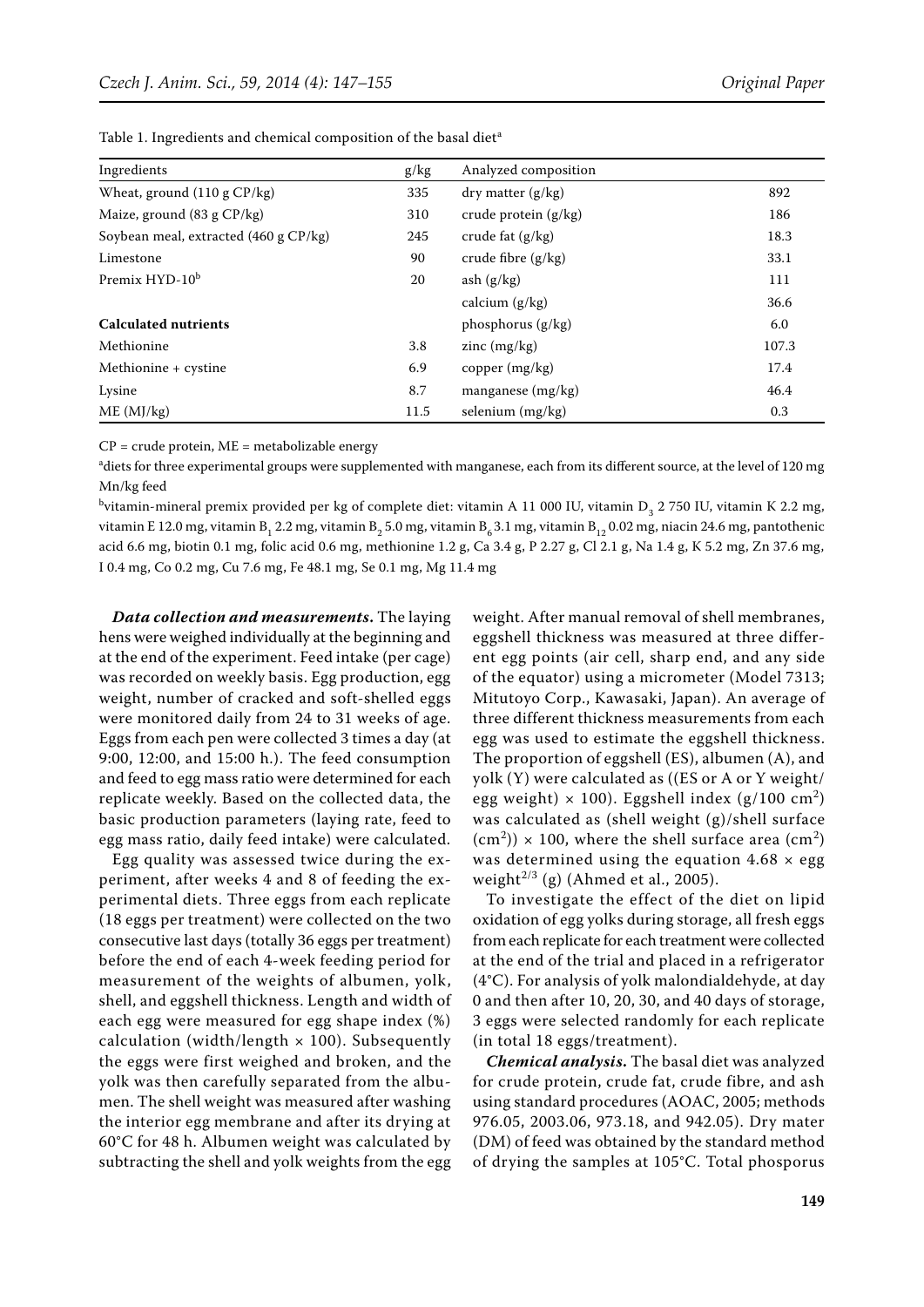Table 1. Ingredients and chemical composition of the basal diet[a]

| Ingredients | g/kg | Analyzed composition | |
|---|---|---|---|
| Wheat, ground (110 g CP/kg) | 335 | dry matter (g/kg) | 892 |
| Maize, ground (83 g CP/kg) | 310 | crude protein (g/kg) | 186 |
| Soybean meal, extracted (460 g CP/kg) | 245 | crude fat (g/kg) | 18.3 |
| Limestone | 90 | crude fibre (g/kg) | 33.1 |
| Premix HYD-10[b] | 20 | ash (g/kg) | 111 |
| | | calcium (g/kg) | 36.6 |
| **Calculated nutrients** | | phosphorus (g/kg) | 6.0 |
| Methionine | 3.8 | zinc (mg/kg) | 107.3 |
| Methionine + cystine | 6.9 | copper (mg/kg) | 17.4 |
| Lysine | 8.7 | manganese (mg/kg) | 46.4 |
| ME (MJ/kg) | 11.5 | selenium (mg/kg) | 0.3 |

CP = crude protein, ME = metabolizable energy

[a]diets for three experimental groups were supplemented with manganese, each from its different source, at the level of 120 mg Mn/kg feed

[b]vitamin-mineral premix provided per kg of complete diet: vitamin A 11 000 IU, vitamin $D_3$ 2 750 IU, vitamin K 2.2 mg, vitamin E 12.0 mg, vitamin $B_1$ 2.2 mg, vitamin $B_2$ 5.0 mg, vitamin $B_6$ 3.1 mg, vitamin $B_{12}$ 0.02 mg, niacin 24.6 mg, pantothenic acid 6.6 mg, biotin 0.1 mg, folic acid 0.6 mg, methionine 1.2 g, Ca 3.4 g, P 2.27 g, Cl 2.1 g, Na 1.4 g, K 5.2 mg, Zn 37.6 mg, I 0.4 mg, Co 0.2 mg, Cu 7.6 mg, Fe 48.1 mg, Se 0.1 mg, Mg 11.4 mg

***Data collection and measurements.*** The laying hens were weighed individually at the beginning and at the end of the experiment. Feed intake (per cage) was recorded on weekly basis. Egg production, egg weight, number of cracked and soft-shelled eggs were monitored daily from 24 to 31 weeks of age. Eggs from each pen were collected 3 times a day (at 9:00, 12:00, and 15:00 h.). The feed consumption and feed to egg mass ratio were determined for each replicate weekly. Based on the collected data, the basic production parameters (laying rate, feed to egg mass ratio, daily feed intake) were calculated.

Egg quality was assessed twice during the experiment, after weeks 4 and 8 of feeding the experimental diets. Three eggs from each replicate (18 eggs per treatment) were collected on the two consecutive last days (totally 36 eggs per treatment) before the end of each 4-week feeding period for measurement of the weights of albumen, yolk, shell, and eggshell thickness. Length and width of each egg were measured for egg shape index (%) calculation (width/length × 100). Subsequently the eggs were first weighed and broken, and the yolk was then carefully separated from the albumen. The shell weight was measured after washing the interior egg membrane and after its drying at 60°C for 48 h. Albumen weight was calculated by subtracting the shell and yolk weights from the egg weight. After manual removal of shell membranes, eggshell thickness was measured at three different egg points (air cell, sharp end, and any side of the equator) using a micrometer (Model 7313; Mitutoyo Corp., Kawasaki, Japan). An average of three different thickness measurements from each egg was used to estimate the eggshell thickness. The proportion of eggshell (ES), albumen (A), and yolk (Y) were calculated as ((ES or A or Y weight/egg weight) × 100). Eggshell index (g/100 $cm^2$) was calculated as (shell weight (g)/shell surface ($cm^2$)) × 100, where the shell surface area ($cm^2$) was determined using the equation 4.68 × egg weight$^{2/3}$ (g) (Ahmed et al., 2005).

To investigate the effect of the diet on lipid oxidation of egg yolks during storage, all fresh eggs from each replicate for each treatment were collected at the end of the trial and placed in a refrigerator (4°C). For analysis of yolk malondialdehyde, at day 0 and then after 10, 20, 30, and 40 days of storage, 3 eggs were selected randomly for each replicate (in total 18 eggs/treatment).

***Chemical analysis.*** The basal diet was analyzed for crude protein, crude fat, crude fibre, and ash using standard procedures (AOAC, 2005; methods 976.05, 2003.06, 973.18, and 942.05). Dry mater (DM) of feed was obtained by the standard method of drying the samples at 105°C. Total phosporus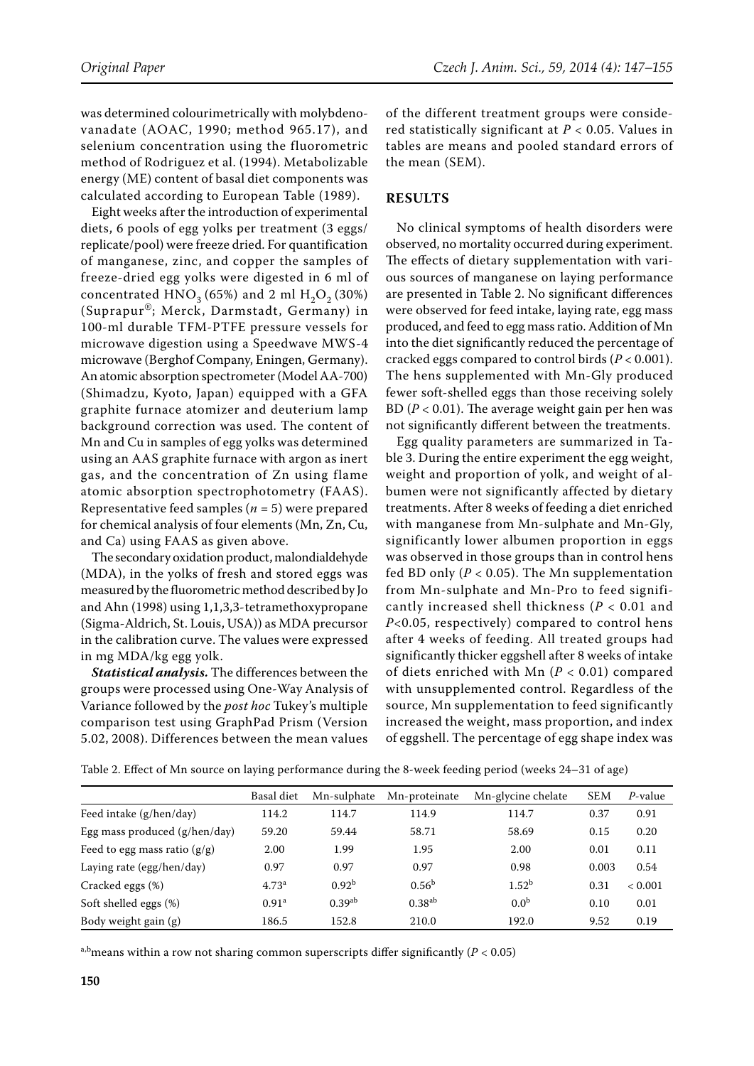was determined colourimetrically with molybdenovanadate (AOAC, 1990; method 965.17), and selenium concentration using the fluorometric method of Rodriguez et al. (1994). Metabolizable energy (ME) content of basal diet components was calculated according to European Table (1989).

Eight weeks after the introduction of experimental diets, 6 pools of egg yolks per treatment (3 eggs/replicate/pool) were freeze dried. For quantification of manganese, zinc, and copper the samples of freeze-dried egg yolks were digested in 6 ml of concentrated $HNO_3$ (65%) and 2 ml $H_2O_2$ (30%) (Suprapur®; Merck, Darmstadt, Germany) in 100-ml durable TFM-PTFE pressure vessels for microwave digestion using a Speedwave MWS-4 microwave (Berghof Company, Eningen, Germany). An atomic absorption spectrometer (Model AA-700) (Shimadzu, Kyoto, Japan) equipped with a GFA graphite furnace atomizer and deuterium lamp background correction was used. The content of Mn and Cu in samples of egg yolks was determined using an AAS graphite furnace with argon as inert gas, and the concentration of Zn using flame atomic absorption spectrophotometry (FAAS). Representative feed samples ($n$ = 5) were prepared for chemical analysis of four elements (Mn, Zn, Cu, and Ca) using FAAS as given above.

The secondary oxidation product, malondialdehyde (MDA), in the yolks of fresh and stored eggs was measured by the fluorometric method described by Jo and Ahn (1998) using 1,1,3,3-tetramethoxypropane (Sigma-Aldrich, St. Louis, USA)) as MDA precursor in the calibration curve. The values were expressed in mg MDA/kg egg yolk.

***Statistical analysis.*** The differences between the groups were processed using One-Way Analysis of Variance followed by the *post hoc* Tukey's multiple comparison test using GraphPad Prism (Version 5.02, 2008). Differences between the mean values of the different treatment groups were considered statistically significant at $P < 0.05$. Values in tables are means and pooled standard errors of the mean (SEM).

## RESULTS

No clinical symptoms of health disorders were observed, no mortality occurred during experiment. The effects of dietary supplementation with various sources of manganese on laying performance are presented in Table 2. No significant differences were observed for feed intake, laying rate, egg mass produced, and feed to egg mass ratio. Addition of Mn into the diet significantly reduced the percentage of cracked eggs compared to control birds ($P < 0.001$). The hens supplemented with Mn-Gly produced fewer soft-shelled eggs than those receiving solely BD ($P < 0.01$). The average weight gain per hen was not significantly different between the treatments.

Egg quality parameters are summarized in Table 3. During the entire experiment the egg weight, weight and proportion of yolk, and weight of albumen were not significantly affected by dietary treatments. After 8 weeks of feeding a diet enriched with manganese from Mn-sulphate and Mn-Gly, significantly lower albumen proportion in eggs was observed in those groups than in control hens fed BD only ($P < 0.05$). The Mn supplementation from Mn-sulphate and Mn-Pro to feed significantly increased shell thickness ($P < 0.01$ and $P < 0.05$, respectively) compared to control hens after 4 weeks of feeding. All treated groups had significantly thicker eggshell after 8 weeks of intake of diets enriched with Mn ($P < 0.01$) compared with unsupplemented control. Regardless of the source, Mn supplementation to feed significantly increased the weight, mass proportion, and index of eggshell. The percentage of egg shape index was

Table 2. Effect of Mn source on laying performance during the 8-week feeding period (weeks 24–31 of age)

| | Basal diet | Mn-sulphate | Mn-proteinate | Mn-glycine chelate | SEM | $P$-value |
|---|---|---|---|---|---|---|
| Feed intake (g/hen/day) | 114.2 | 114.7 | 114.9 | 114.7 | 0.37 | 0.91 |
| Egg mass produced (g/hen/day) | 59.20 | 59.44 | 58.71 | 58.69 | 0.15 | 0.20 |
| Feed to egg mass ratio (g/g) | 2.00 | 1.99 | 1.95 | 2.00 | 0.01 | 0.11 |
| Laying rate (egg/hen/day) | 0.97 | 0.97 | 0.97 | 0.98 | 0.003 | 0.54 |
| Cracked eggs (%) | $4.73^{a}$ | $0.92^{b}$ | $0.56^{b}$ | $1.52^{b}$ | 0.31 | < 0.001 |
| Soft shelled eggs (%) | $0.91^{a}$ | $0.39^{ab}$ | $0.38^{ab}$ | $0.0^{b}$ | 0.10 | 0.01 |
| Body weight gain (g) | 186.5 | 152.8 | 210.0 | 192.0 | 9.52 | 0.19 |

[a,b]means within a row not sharing common superscripts differ significantly ($P < 0.05$)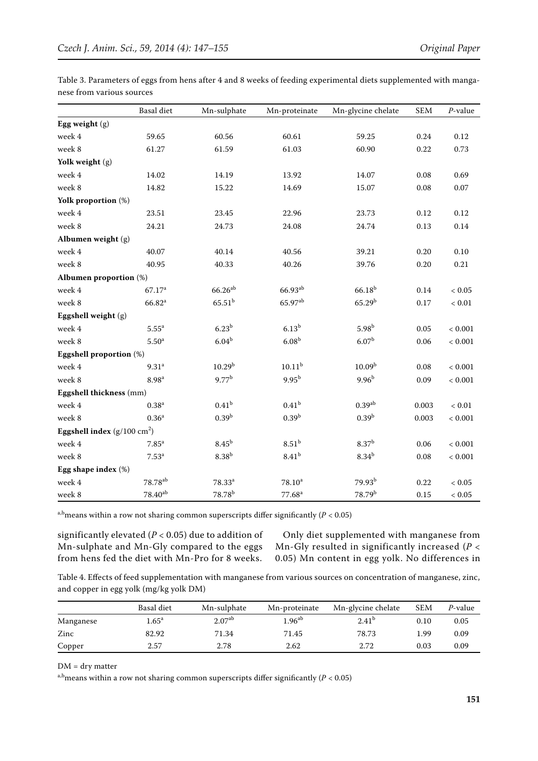Table 3. Parameters of eggs from hens after 4 and 8 weeks of feeding experimental diets supplemented with manganese from various sources

| | Basal diet | Mn-sulphate | Mn-proteinate | Mn-glycine chelate | SEM | $P$-value |
|---|---|---|---|---|---|---|
| **Egg weight** (g) | | | | | | |
| week 4 | 59.65 | 60.56 | 60.61 | 59.25 | 0.24 | 0.12 |
| week 8 | 61.27 | 61.59 | 61.03 | 60.90 | 0.22 | 0.73 |
| **Yolk weight** (g) | | | | | | |
| week 4 | 14.02 | 14.19 | 13.92 | 14.07 | 0.08 | 0.69 |
| week 8 | 14.82 | 15.22 | 14.69 | 15.07 | 0.08 | 0.07 |
| **Yolk proportion** (%) | | | | | | |
| week 4 | 23.51 | 23.45 | 22.96 | 23.73 | 0.12 | 0.12 |
| week 8 | 24.21 | 24.73 | 24.08 | 24.74 | 0.13 | 0.14 |
| **Albumen weight** (g) | | | | | | |
| week 4 | 40.07 | 40.14 | 40.56 | 39.21 | 0.20 | 0.10 |
| week 8 | 40.95 | 40.33 | 40.26 | 39.76 | 0.20 | 0.21 |
| **Albumen proportion** (%) | | | | | | |
| week 4 | $67.17^{a}$ | $66.26^{ab}$ | $66.93^{ab}$ | $66.18^{b}$ | 0.14 | < 0.05 |
| week 8 | $66.82^{a}$ | $65.51^{b}$ | $65.97^{ab}$ | $65.29^{b}$ | 0.17 | < 0.01 |
| **Eggshell weight** (g) | | | | | | |
| week 4 | $5.55^{a}$ | $6.23^{b}$ | $6.13^{b}$ | $5.98^{b}$ | 0.05 | < 0.001 |
| week 8 | $5.50^{a}$ | $6.04^{b}$ | $6.08^{b}$ | $6.07^{b}$ | 0.06 | < 0.001 |
| **Eggshell proportion** (%) | | | | | | |
| week 4 | $9.31^{a}$ | $10.29^{b}$ | $10.11^{b}$ | $10.09^{b}$ | 0.08 | < 0.001 |
| week 8 | $8.98^{a}$ | $9.77^{b}$ | $9.95^{b}$ | $9.96^{b}$ | 0.09 | < 0.001 |
| **Eggshell thickness** (mm) | | | | | | |
| week 4 | $0.38^{a}$ | $0.41^{b}$ | $0.41^{b}$ | $0.39^{ab}$ | 0.003 | < 0.01 |
| week 8 | $0.36^{a}$ | $0.39^{b}$ | $0.39^{b}$ | $0.39^{b}$ | 0.003 | < 0.001 |
| **Eggshell index** ($g/100\ cm^2$) | | | | | | |
| week 4 | $7.85^{a}$ | $8.45^{b}$ | $8.51^{b}$ | $8.37^{b}$ | 0.06 | < 0.001 |
| week 8 | $7.53^{a}$ | $8.38^{b}$ | $8.41^{b}$ | $8.34^{b}$ | 0.08 | < 0.001 |
| **Egg shape index** (%) | | | | | | |
| week 4 | $78.78^{ab}$ | $78.33^{a}$ | $78.10^{a}$ | $79.93^{b}$ | 0.22 | < 0.05 |
| week 8 | $78.40^{ab}$ | $78.78^{b}$ | $77.68^{a}$ | $78.79^{b}$ | 0.15 | < 0.05 |

a,b means within a row not sharing common superscripts differ significantly ($P < 0.05$)

significantly elevated ($P < 0.05$) due to addition of Mn-sulphate and Mn-Gly compared to the eggs from hens fed the diet with Mn-Pro for 8 weeks.

Only diet supplemented with manganese from Mn-Gly resulted in significantly increased ($P < 0.05$) Mn content in egg yolk. No differences in

Table 4. Effects of feed supplementation with manganese from various sources on concentration of manganese, zinc, and copper in egg yolk (mg/kg yolk DM)

| | Basal diet | Mn-sulphate | Mn-proteinate | Mn-glycine chelate | SEM | $P$-value |
|---|---|---|---|---|---|---|
| Manganese | $1.65^{a}$ | $2.07^{ab}$ | $1.96^{ab}$ | $2.41^{b}$ | 0.10 | 0.05 |
| Zinc | 82.92 | 71.34 | 71.45 | 78.73 | 1.99 | 0.09 |
| Copper | 2.57 | 2.78 | 2.62 | 2.72 | 0.03 | 0.09 |

DM = dry matter

a,b means within a row not sharing common superscripts differ significantly ($P < 0.05$)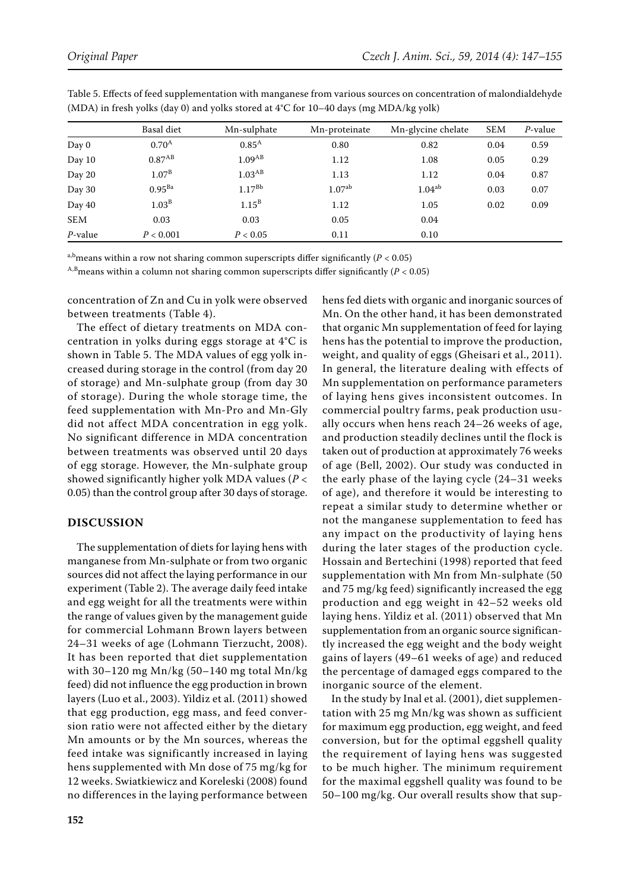Table 5. Effects of feed supplementation with manganese from various sources on concentration of malondialdehyde (MDA) in fresh yolks (day 0) and yolks stored at 4°C for 10–40 days (mg MDA/kg yolk)

| | Basal diet | Mn-sulphate | Mn-proteinate | Mn-glycine chelate | SEM | *P*-value |
|---|---|---|---|---|---|---|
| Day 0 | $0.70^{A}$ | $0.85^{A}$ | 0.80 | 0.82 | 0.04 | 0.59 |
| Day 10 | $0.87^{AB}$ | $1.09^{AB}$ | 1.12 | 1.08 | 0.05 | 0.29 |
| Day 20 | $1.07^{B}$ | $1.03^{AB}$ | 1.13 | 1.12 | 0.04 | 0.87 |
| Day 30 | $0.95^{Ba}$ | $1.17^{Bb}$ | $1.07^{ab}$ | $1.04^{ab}$ | 0.03 | 0.07 |
| Day 40 | $1.03^{B}$ | $1.15^{B}$ | 1.12 | 1.05 | 0.02 | 0.09 |
| SEM | 0.03 | 0.03 | 0.05 | 0.04 | | |
| *P*-value | $P < 0.001$ | $P < 0.05$ | 0.11 | 0.10 | | |

[a,b]means within a row not sharing common superscripts differ significantly ($P < 0.05$)

[A,B]means within a column not sharing common superscripts differ significantly ($P < 0.05$)

concentration of Zn and Cu in yolk were observed between treatments (Table 4).

The effect of dietary treatments on MDA concentration in yolks during eggs storage at 4°C is shown in Table 5. The MDA values of egg yolk increased during storage in the control (from day 20 of storage) and Mn-sulphate group (from day 30 of storage). During the whole storage time, the feed supplementation with Mn-Pro and Mn-Gly did not affect MDA concentration in egg yolk. No significant difference in MDA concentration between treatments was observed until 20 days of egg storage. However, the Mn-sulphate group showed significantly higher yolk MDA values ($P < 0.05$) than the control group after 30 days of storage.

## DISCUSSION

The supplementation of diets for laying hens with manganese from Mn-sulphate or from two organic sources did not affect the laying performance in our experiment (Table 2). The average daily feed intake and egg weight for all the treatments were within the range of values given by the management guide for commercial Lohmann Brown layers between 24–31 weeks of age (Lohmann Tierzucht, 2008). It has been reported that diet supplementation with 30–120 mg Mn/kg (50–140 mg total Mn/kg feed) did not influence the egg production in brown layers (Luo et al., 2003). Yildiz et al. (2011) showed that egg production, egg mass, and feed conversion ratio were not affected either by the dietary Mn amounts or by the Mn sources, whereas the feed intake was significantly increased in laying hens supplemented with Mn dose of 75 mg/kg for 12 weeks. Swiatkiewicz and Koreleski (2008) found no differences in the laying performance between hens fed diets with organic and inorganic sources of Mn. On the other hand, it has been demonstrated that organic Mn supplementation of feed for laying hens has the potential to improve the production, weight, and quality of eggs (Gheisari et al., 2011). In general, the literature dealing with effects of Mn supplementation on performance parameters of laying hens gives inconsistent outcomes. In commercial poultry farms, peak production usually occurs when hens reach 24–26 weeks of age, and production steadily declines until the flock is taken out of production at approximately 76 weeks of age (Bell, 2002). Our study was conducted in the early phase of the laying cycle (24–31 weeks of age), and therefore it would be interesting to repeat a similar study to determine whether or not the manganese supplementation to feed has any impact on the productivity of laying hens during the later stages of the production cycle. Hossain and Bertechini (1998) reported that feed supplementation with Mn from Mn-sulphate (50 and 75 mg/kg feed) significantly increased the egg production and egg weight in 42–52 weeks old laying hens. Yildiz et al. (2011) observed that Mn supplementation from an organic source significantly increased the egg weight and the body weight gains of layers (49–61 weeks of age) and reduced the percentage of damaged eggs compared to the inorganic source of the element.

In the study by Inal et al. (2001), diet supplementation with 25 mg Mn/kg was shown as sufficient for maximum egg production, egg weight, and feed conversion, but for the optimal eggshell quality the requirement of laying hens was suggested to be much higher. The minimum requirement for the maximal eggshell quality was found to be 50–100 mg/kg. Our overall results show that sup-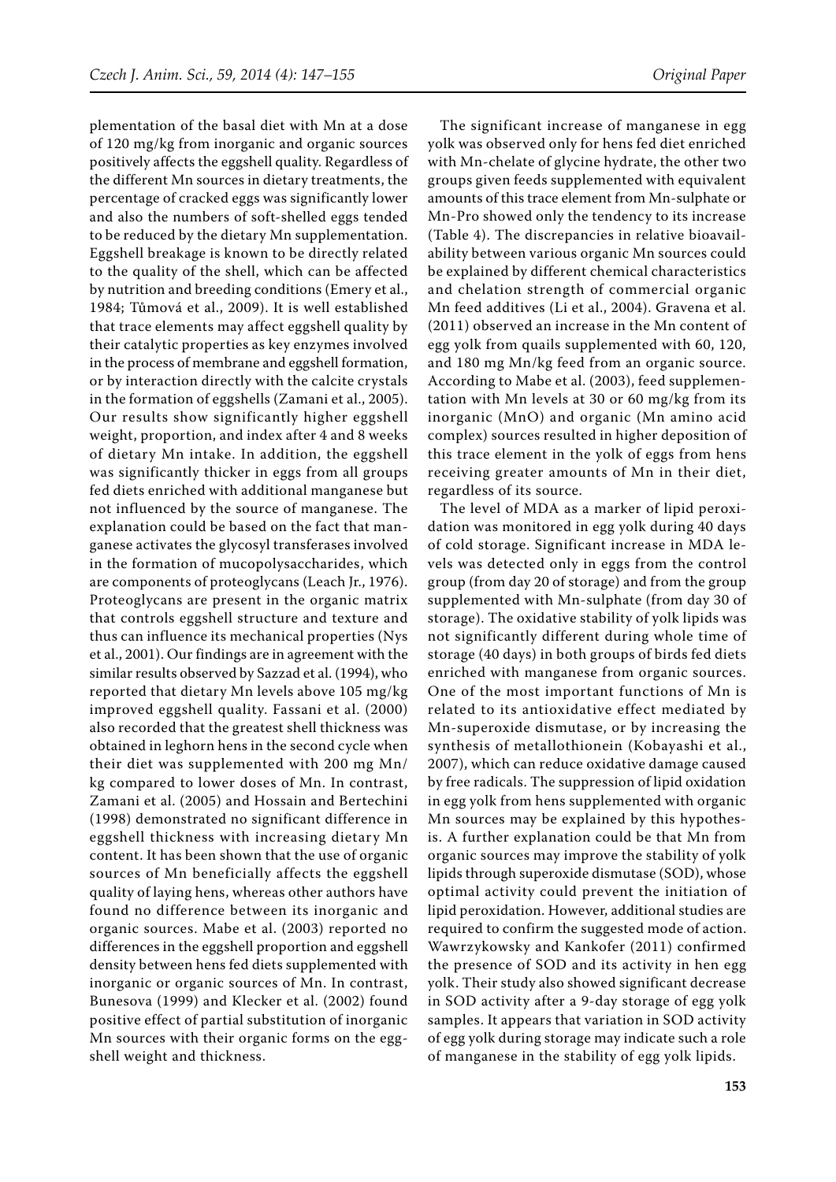plementation of the basal diet with Mn at a dose of 120 mg/kg from inorganic and organic sources positively affects the eggshell quality. Regardless of the different Mn sources in dietary treatments, the percentage of cracked eggs was significantly lower and also the numbers of soft-shelled eggs tended to be reduced by the dietary Mn supplementation. Eggshell breakage is known to be directly related to the quality of the shell, which can be affected by nutrition and breeding conditions (Emery et al., 1984; Tůmová et al., 2009). It is well established that trace elements may affect eggshell quality by their catalytic properties as key enzymes involved in the process of membrane and eggshell formation, or by interaction directly with the calcite crystals in the formation of eggshells (Zamani et al., 2005). Our results show significantly higher eggshell weight, proportion, and index after 4 and 8 weeks of dietary Mn intake. In addition, the eggshell was significantly thicker in eggs from all groups fed diets enriched with additional manganese but not influenced by the source of manganese. The explanation could be based on the fact that manganese activates the glycosyl transferases involved in the formation of mucopolysaccharides, which are components of proteoglycans (Leach Jr., 1976). Proteoglycans are present in the organic matrix that controls eggshell structure and texture and thus can influence its mechanical properties (Nys et al., 2001). Our findings are in agreement with the similar results observed by Sazzad et al. (1994), who reported that dietary Mn levels above 105 mg/kg improved eggshell quality. Fassani et al. (2000) also recorded that the greatest shell thickness was obtained in leghorn hens in the second cycle when their diet was supplemented with 200 mg Mn/kg compared to lower doses of Mn. In contrast, Zamani et al. (2005) and Hossain and Bertechini (1998) demonstrated no significant difference in eggshell thickness with increasing dietary Mn content. It has been shown that the use of organic sources of Mn beneficially affects the eggshell quality of laying hens, whereas other authors have found no difference between its inorganic and organic sources. Mabe et al. (2003) reported no differences in the eggshell proportion and eggshell density between hens fed diets supplemented with inorganic or organic sources of Mn. In contrast, Bunesova (1999) and Klecker et al. (2002) found positive effect of partial substitution of inorganic Mn sources with their organic forms on the eggshell weight and thickness.

The significant increase of manganese in egg yolk was observed only for hens fed diet enriched with Mn-chelate of glycine hydrate, the other two groups given feeds supplemented with equivalent amounts of this trace element from Mn-sulphate or Mn-Pro showed only the tendency to its increase (Table 4). The discrepancies in relative bioavailability between various organic Mn sources could be explained by different chemical characteristics and chelation strength of commercial organic Mn feed additives (Li et al., 2004). Gravena et al. (2011) observed an increase in the Mn content of egg yolk from quails supplemented with 60, 120, and 180 mg Mn/kg feed from an organic source. According to Mabe et al. (2003), feed supplementation with Mn levels at 30 or 60 mg/kg from its inorganic (MnO) and organic (Mn amino acid complex) sources resulted in higher deposition of this trace element in the yolk of eggs from hens receiving greater amounts of Mn in their diet, regardless of its source.

The level of MDA as a marker of lipid peroxidation was monitored in egg yolk during 40 days of cold storage. Significant increase in MDA levels was detected only in eggs from the control group (from day 20 of storage) and from the group supplemented with Mn-sulphate (from day 30 of storage). The oxidative stability of yolk lipids was not significantly different during whole time of storage (40 days) in both groups of birds fed diets enriched with manganese from organic sources. One of the most important functions of Mn is related to its antioxidative effect mediated by Mn-superoxide dismutase, or by increasing the synthesis of metallothionein (Kobayashi et al., 2007), which can reduce oxidative damage caused by free radicals. The suppression of lipid oxidation in egg yolk from hens supplemented with organic Mn sources may be explained by this hypothesis. A further explanation could be that Mn from organic sources may improve the stability of yolk lipids through superoxide dismutase (SOD), whose optimal activity could prevent the initiation of lipid peroxidation. However, additional studies are required to confirm the suggested mode of action. Wawrzykowsky and Kankofer (2011) confirmed the presence of SOD and its activity in hen egg yolk. Their study also showed significant decrease in SOD activity after a 9-day storage of egg yolk samples. It appears that variation in SOD activity of egg yolk during storage may indicate such a role of manganese in the stability of egg yolk lipids.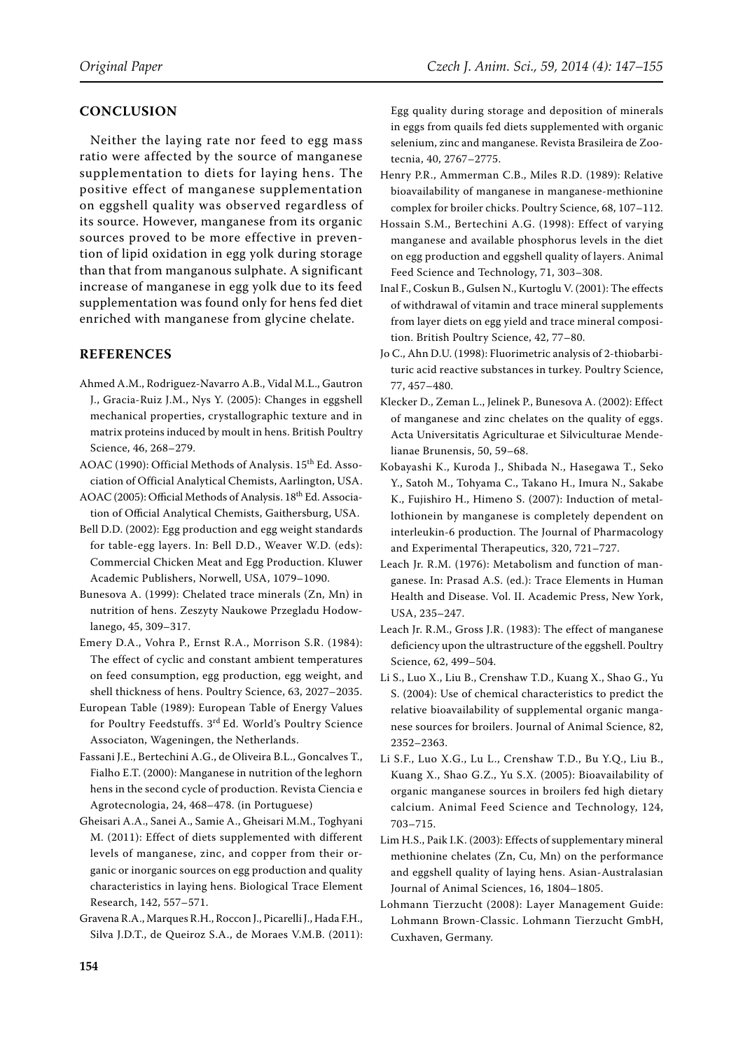## CONCLUSION

Neither the laying rate nor feed to egg mass ratio were affected by the source of manganese supplementation to diets for laying hens. The positive effect of manganese supplementation on eggshell quality was observed regardless of its source. However, manganese from its organic sources proved to be more effective in prevention of lipid oxidation in egg yolk during storage than that from manganous sulphate. A significant increase of manganese in egg yolk due to its feed supplementation was found only for hens fed diet enriched with manganese from glycine chelate.

## REFERENCES

Ahmed A.M., Rodriguez-Navarro A.B., Vidal M.L., Gautron J., Gracia-Ruiz J.M., Nys Y. (2005): Changes in eggshell mechanical properties, crystallographic texture and in matrix proteins induced by moult in hens. British Poultry Science, 46, 268–279.

AOAC (1990): Official Methods of Analysis. 15th Ed. Association of Official Analytical Chemists, Aarlington, USA.

AOAC (2005): Official Methods of Analysis. 18th Ed. Association of Official Analytical Chemists, Gaithersburg, USA.

Bell D.D. (2002): Egg production and egg weight standards for table-egg layers. In: Bell D.D., Weaver W.D. (eds): Commercial Chicken Meat and Egg Production. Kluwer Academic Publishers, Norwell, USA, 1079–1090.

Bunesova A. (1999): Chelated trace minerals (Zn, Mn) in nutrition of hens. Zeszyty Naukowe Przegladu Hodowlanego, 45, 309–317.

Emery D.A., Vohra P., Ernst R.A., Morrison S.R. (1984): The effect of cyclic and constant ambient temperatures on feed consumption, egg production, egg weight, and shell thickness of hens. Poultry Science, 63, 2027–2035.

European Table (1989): European Table of Energy Values for Poultry Feedstuffs. 3rd Ed. World's Poultry Science Associaton, Wageningen, the Netherlands.

Fassani J.E., Bertechini A.G., de Oliveira B.L., Goncalves T., Fialho E.T. (2000): Manganese in nutrition of the leghorn hens in the second cycle of production. Revista Ciencia e Agrotecnologia, 24, 468–478. (in Portuguese)

Gheisari A.A., Sanei A., Samie A., Gheisari M.M., Toghyani M. (2011): Effect of diets supplemented with different levels of manganese, zinc, and copper from their organic or inorganic sources on egg production and quality characteristics in laying hens. Biological Trace Element Research, 142, 557–571.

Gravena R.A., Marques R.H., Roccon J., Picarelli J., Hada F.H., Silva J.D.T., de Queiroz S.A., de Moraes V.M.B. (2011): Egg quality during storage and deposition of minerals in eggs from quails fed diets supplemented with organic selenium, zinc and manganese. Revista Brasileira de Zootecnia, 40, 2767–2775.

Henry P.R., Ammerman C.B., Miles R.D. (1989): Relative bioavailability of manganese in manganese-methionine complex for broiler chicks. Poultry Science, 68, 107–112.

Hossain S.M., Bertechini A.G. (1998): Effect of varying manganese and available phosphorus levels in the diet on egg production and eggshell quality of layers. Animal Feed Science and Technology, 71, 303–308.

Inal F., Coskun B., Gulsen N., Kurtoglu V. (2001): The effects of withdrawal of vitamin and trace mineral supplements from layer diets on egg yield and trace mineral composition. British Poultry Science, 42, 77–80.

Jo C., Ahn D.U. (1998): Fluorimetric analysis of 2-thiobarbituric acid reactive substances in turkey. Poultry Science, 77, 457–480.

Klecker D., Zeman L., Jelinek P., Bunesova A. (2002): Effect of manganese and zinc chelates on the quality of eggs. Acta Universitatis Agriculturae et Silviculturae Mendelianae Brunensis, 50, 59–68.

Kobayashi K., Kuroda J., Shibada N., Hasegawa T., Seko Y., Satoh M., Tohyama C., Takano H., Imura N., Sakabe K., Fujishiro H., Himeno S. (2007): Induction of metallothionein by manganese is completely dependent on interleukin-6 production. The Journal of Pharmacology and Experimental Therapeutics, 320, 721–727.

Leach Jr. R.M. (1976): Metabolism and function of manganese. In: Prasad A.S. (ed.): Trace Elements in Human Health and Disease. Vol. II. Academic Press, New York, USA, 235–247.

Leach Jr. R.M., Gross J.R. (1983): The effect of manganese deficiency upon the ultrastructure of the eggshell. Poultry Science, 62, 499–504.

Li S., Luo X., Liu B., Crenshaw T.D., Kuang X., Shao G., Yu S. (2004): Use of chemical characteristics to predict the relative bioavailability of supplemental organic manganese sources for broilers. Journal of Animal Science, 82, 2352–2363.

Li S.F., Luo X.G., Lu L., Crenshaw T.D., Bu Y.Q., Liu B., Kuang X., Shao G.Z., Yu S.X. (2005): Bioavailability of organic manganese sources in broilers fed high dietary calcium. Animal Feed Science and Technology, 124, 703–715.

Lim H.S., Paik I.K. (2003): Effects of supplementary mineral methionine chelates (Zn, Cu, Mn) on the performance and eggshell quality of laying hens. Asian-Australasian Journal of Animal Sciences, 16, 1804–1805.

Lohmann Tierzucht (2008): Layer Management Guide: Lohmann Brown-Classic. Lohmann Tierzucht GmbH, Cuxhaven, Germany.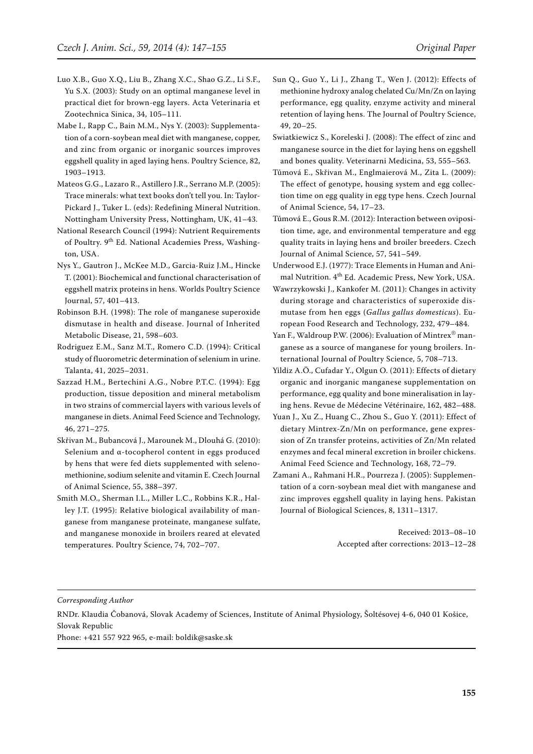Luo X.B., Guo X.Q., Liu B., Zhang X.C., Shao G.Z., Li S.F., Yu S.X. (2003): Study on an optimal manganese level in practical diet for brown-egg layers. Acta Veterinaria et Zootechnica Sinica, 34, 105–111.

Mabe I., Rapp C., Bain M.M., Nys Y. (2003): Supplementation of a corn-soybean meal diet with manganese, copper, and zinc from organic or inorganic sources improves eggshell quality in aged laying hens. Poultry Science, 82, 1903–1913.

Mateos G.G., Lazaro R., Astillero J.R., Serrano M.P. (2005): Trace minerals: what text books don't tell you. In: Taylor-Pickard J., Tuker L. (eds): Redefining Mineral Nutrition. Nottingham University Press, Nottingham, UK, 41–43.

National Research Council (1994): Nutrient Requirements of Poultry. 9th Ed. National Academies Press, Washington, USA.

Nys Y., Gautron J., McKee M.D., Garcia-Ruiz J.M., Hincke T. (2001): Biochemical and functional characterisation of eggshell matrix proteins in hens. Worlds Poultry Science Journal, 57, 401–413.

Robinson B.H. (1998): The role of manganese superoxide dismutase in health and disease. Journal of Inherited Metabolic Disease, 21, 598–603.

Rodriguez E.M., Sanz M.T., Romero C.D. (1994): Critical study of fluorometric determination of selenium in urine. Talanta, 41, 2025–2031.

Sazzad H.M., Bertechini A.G., Nobre P.T.C. (1994): Egg production, tissue deposition and mineral metabolism in two strains of commercial layers with various levels of manganese in diets. Animal Feed Science and Technology, 46, 271–275.

Skřivan M., Bubancová J., Marounek M., Dlouhá G. (2010): Selenium and α-tocopherol content in eggs produced by hens that were fed diets supplemented with selenomethionine, sodium selenite and vitamin E. Czech Journal of Animal Science, 55, 388–397.

Smith M.O., Sherman I.L., Miller L.C., Robbins K.R., Halley J.T. (1995): Relative biological availability of manganese from manganese proteinate, manganese sulfate, and manganese monoxide in broilers reared at elevated temperatures. Poultry Science, 74, 702–707.

Sun Q., Guo Y., Li J., Zhang T., Wen J. (2012): Effects of methionine hydroxy analog chelated Cu/Mn/Zn on laying performance, egg quality, enzyme activity and mineral retention of laying hens. The Journal of Poultry Science, 49, 20–25.

Swiatkiewicz S., Koreleski J. (2008): The effect of zinc and manganese source in the diet for laying hens on eggshell and bones quality. Veterinarni Medicina, 53, 555–563.

Tůmová E., Skřivan M., Englmaierová M., Zita L. (2009): The effect of genotype, housing system and egg collection time on egg quality in egg type hens. Czech Journal of Animal Science, 54, 17–23.

Tůmová E., Gous R.M. (2012): Interaction between oviposition time, age, and environmental temperature and egg quality traits in laying hens and broiler breeders. Czech Journal of Animal Science, 57, 541–549.

Underwood E.J. (1977): Trace Elements in Human and Animal Nutrition. 4th Ed. Academic Press, New York, USA.

Wawrzykowski J., Kankofer M. (2011): Changes in activity during storage and characteristics of superoxide dismutase from hen eggs (*Gallus gallus domesticus*). European Food Research and Technology, 232, 479–484.

Yan F., Waldroup P.W. (2006): Evaluation of Mintrex® manganese as a source of manganese for young broilers. International Journal of Poultry Science, 5, 708–713.

Yildiz A.Ö., Cufadar Y., Olgun O. (2011): Effects of dietary organic and inorganic manganese supplementation on performance, egg quality and bone mineralisation in laying hens. Revue de Médecine Vétérinaire, 162, 482–488.

Yuan J., Xu Z., Huang C., Zhou S., Guo Y. (2011): Effect of dietary Mintrex-Zn/Mn on performance, gene expression of Zn transfer proteins, activities of Zn/Mn related enzymes and fecal mineral excretion in broiler chickens. Animal Feed Science and Technology, 168, 72–79.

Zamani A., Rahmani H.R., Pourreza J. (2005): Supplementation of a corn-soybean meal diet with manganese and zinc improves eggshell quality in laying hens. Pakistan Journal of Biological Sciences, 8, 1311–1317.

Received: 2013–08–10
Accepted after corrections: 2013–12–28

*Corresponding Author*

RNDr. Klaudia Čobanová, Slovak Academy of Sciences, Institute of Animal Physiology, Šoltésovej 4-6, 040 01 Košice, Slovak Republic
Phone: +421 557 922 965, e-mail: boldik@saske.sk